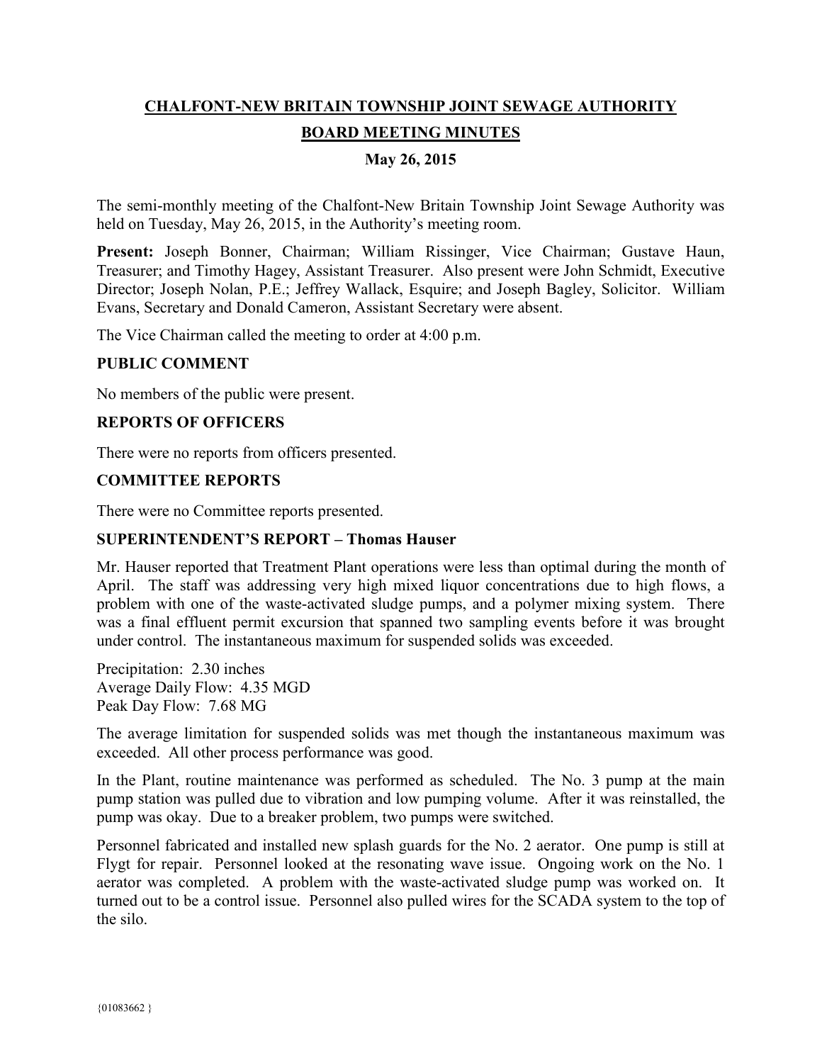# CHALFONT-NEW BRITAIN TOWNSHIP JOINT SEWAGE AUTHORITY

## BOARD MEETING MINUTES

### May 26, 2015

The semi-monthly meeting of the Chalfont-New Britain Township Joint Sewage Authority was held on Tuesday, May 26, 2015, in the Authority's meeting room.

**Present:** Joseph Bonner, Chairman; William Rissinger, Vice Chairman; Gustave Haun, Treasurer; and Timothy Hagey, Assistant Treasurer. Also present were John Schmidt, Executive Director; Joseph Nolan, P.E.; Jeffrey Wallack, Esquire; and Joseph Bagley, Solicitor. William Evans, Secretary and Donald Cameron, Assistant Secretary were absent.

The Vice Chairman called the meeting to order at 4:00 p.m.

**PUBLIC COMMENT**

No members of the public were present.

**REPORTS OF OFFICERS**

There were no reports from officers presented.

**COMMITTEE REPORTS**

There were no Committee reports presented.

**SUPERINTENDENT'S REPORT – Thomas Hauser**

Mr. Hauser reported that Treatment Plant operations were less than optimal during the month of April. The staff was addressing very high mixed liquor concentrations due to high flows, a problem with one of the waste-activated sludge pumps, and a polymer mixing system. There was a final effluent permit excursion that spanned two sampling events before it was brought under control. The instantaneous maximum for suspended solids was exceeded.

Precipitation: 2.30 inches
Average Daily Flow: 4.35 MGD
Peak Day Flow: 7.68 MG

The average limitation for suspended solids was met though the instantaneous maximum was exceeded. All other process performance was good.

In the Plant, routine maintenance was performed as scheduled. The No. 3 pump at the main pump station was pulled due to vibration and low pumping volume. After it was reinstalled, the pump was okay. Due to a breaker problem, two pumps were switched.

Personnel fabricated and installed new splash guards for the No. 2 aerator. One pump is still at Flygt for repair. Personnel looked at the resonating wave issue. Ongoing work on the No. 1 aerator was completed. A problem with the waste-activated sludge pump was worked on. It turned out to be a control issue. Personnel also pulled wires for the SCADA system to the top of the silo.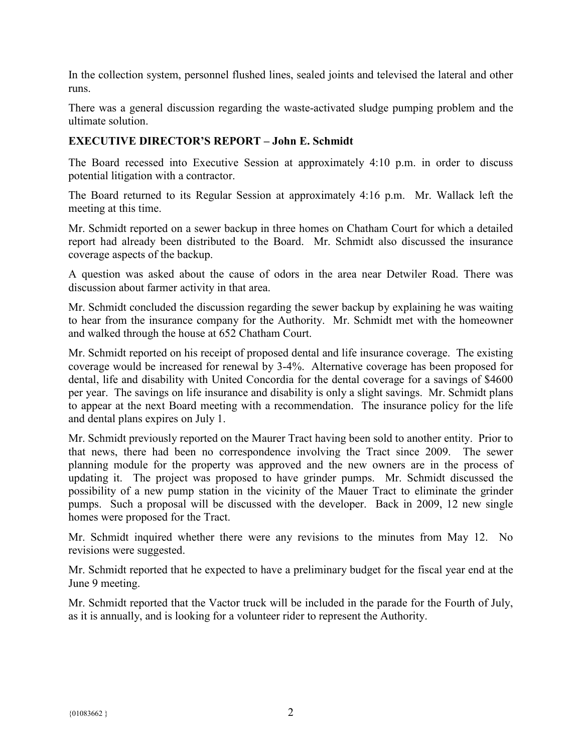In the collection system, personnel flushed lines, sealed joints and televised the lateral and other runs.

There was a general discussion regarding the waste-activated sludge pumping problem and the ultimate solution.

**EXECUTIVE DIRECTOR'S REPORT – John E. Schmidt**

The Board recessed into Executive Session at approximately 4:10 p.m. in order to discuss potential litigation with a contractor.

The Board returned to its Regular Session at approximately 4:16 p.m. Mr. Wallack left the meeting at this time.

Mr. Schmidt reported on a sewer backup in three homes on Chatham Court for which a detailed report had already been distributed to the Board. Mr. Schmidt also discussed the insurance coverage aspects of the backup.

A question was asked about the cause of odors in the area near Detwiler Road. There was discussion about farmer activity in that area.

Mr. Schmidt concluded the discussion regarding the sewer backup by explaining he was waiting to hear from the insurance company for the Authority. Mr. Schmidt met with the homeowner and walked through the house at 652 Chatham Court.

Mr. Schmidt reported on his receipt of proposed dental and life insurance coverage. The existing coverage would be increased for renewal by 3-4%. Alternative coverage has been proposed for dental, life and disability with United Concordia for the dental coverage for a savings of $4600 per year. The savings on life insurance and disability is only a slight savings. Mr. Schmidt plans to appear at the next Board meeting with a recommendation. The insurance policy for the life and dental plans expires on July 1.

Mr. Schmidt previously reported on the Maurer Tract having been sold to another entity. Prior to that news, there had been no correspondence involving the Tract since 2009. The sewer planning module for the property was approved and the new owners are in the process of updating it. The project was proposed to have grinder pumps. Mr. Schmidt discussed the possibility of a new pump station in the vicinity of the Mauer Tract to eliminate the grinder pumps. Such a proposal will be discussed with the developer. Back in 2009, 12 new single homes were proposed for the Tract.

Mr. Schmidt inquired whether there were any revisions to the minutes from May 12. No revisions were suggested.

Mr. Schmidt reported that he expected to have a preliminary budget for the fiscal year end at the June 9 meeting.

Mr. Schmidt reported that the Vactor truck will be included in the parade for the Fourth of July, as it is annually, and is looking for a volunteer rider to represent the Authority.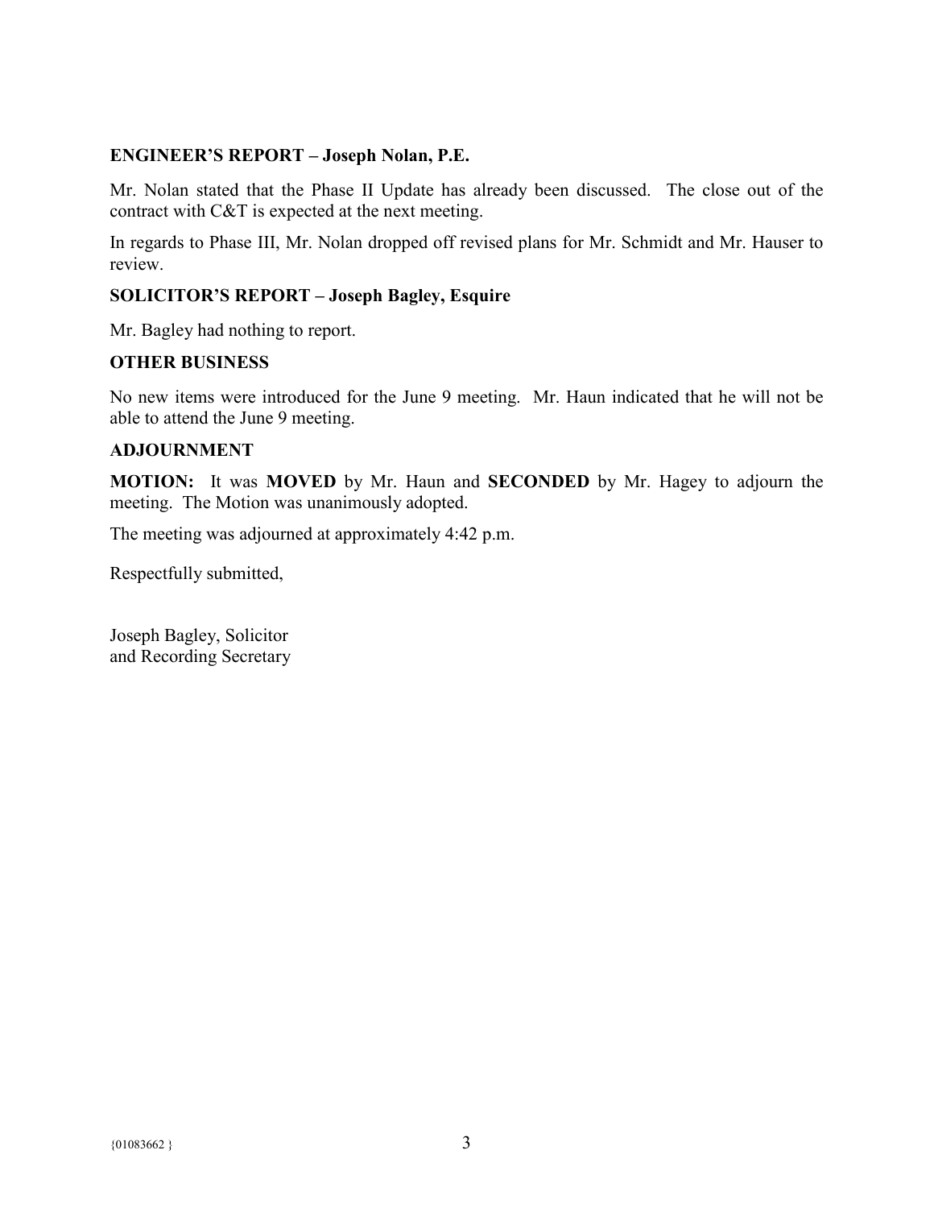**ENGINEER'S REPORT – Joseph Nolan, P.E.**

Mr. Nolan stated that the Phase II Update has already been discussed. The close out of the contract with C&T is expected at the next meeting.

In regards to Phase III, Mr. Nolan dropped off revised plans for Mr. Schmidt and Mr. Hauser to review.

**SOLICITOR'S REPORT – Joseph Bagley, Esquire**

Mr. Bagley had nothing to report.

**OTHER BUSINESS**

No new items were introduced for the June 9 meeting. Mr. Haun indicated that he will not be able to attend the June 9 meeting.

**ADJOURNMENT**

**MOTION:** It was **MOVED** by Mr. Haun and **SECONDED** by Mr. Hagey to adjourn the meeting. The Motion was unanimously adopted.

The meeting was adjourned at approximately 4:42 p.m.

Respectfully submitted,

Joseph Bagley, Solicitor
and Recording Secretary

{01083662 }